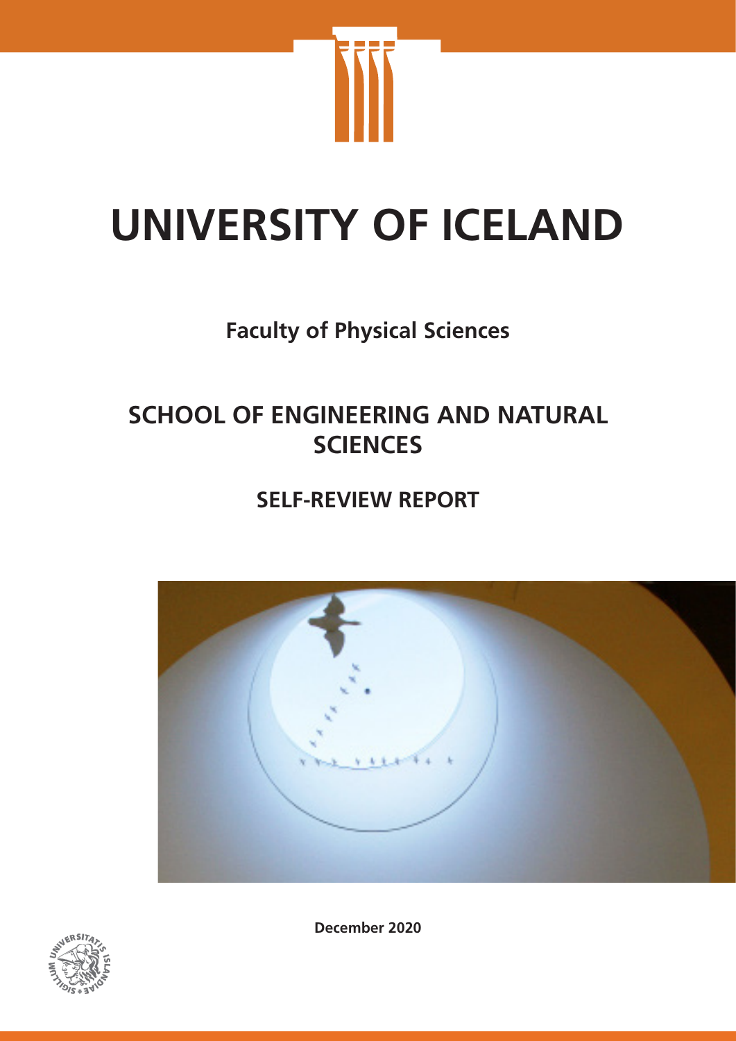# UNIVERSITY OF ICELAND

## Faculty of Physical Sciences

## SCHOOL OF ENGINEERING AND NATURAL SCIENCES

## SELF-REVIEW REPORT

December 2020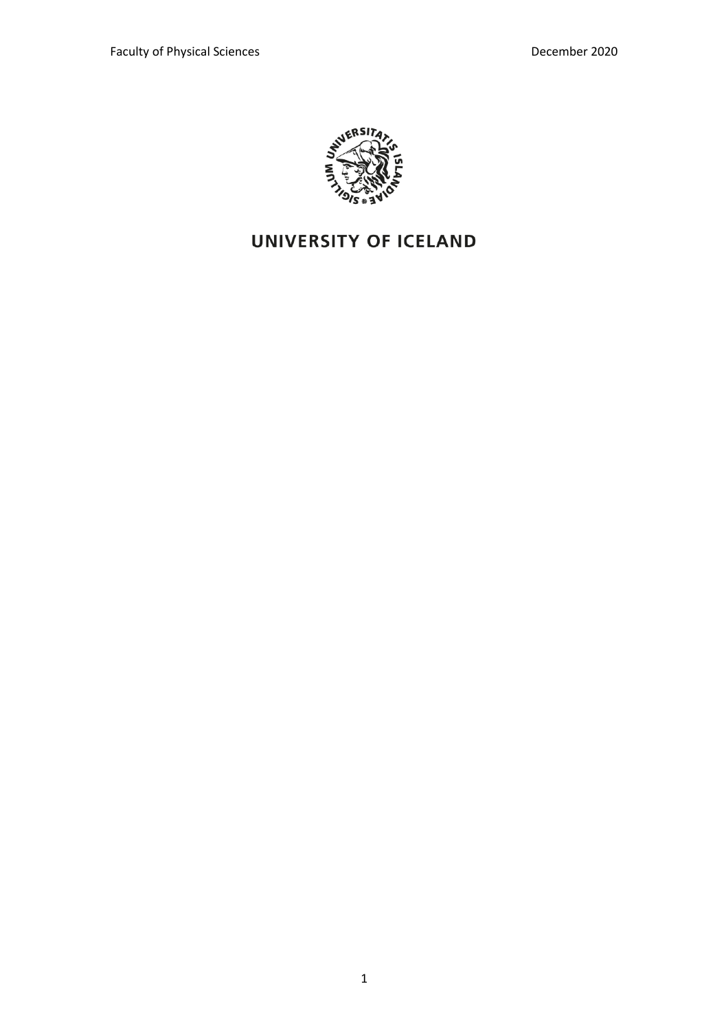**UNIVERSITY OF ICELAND**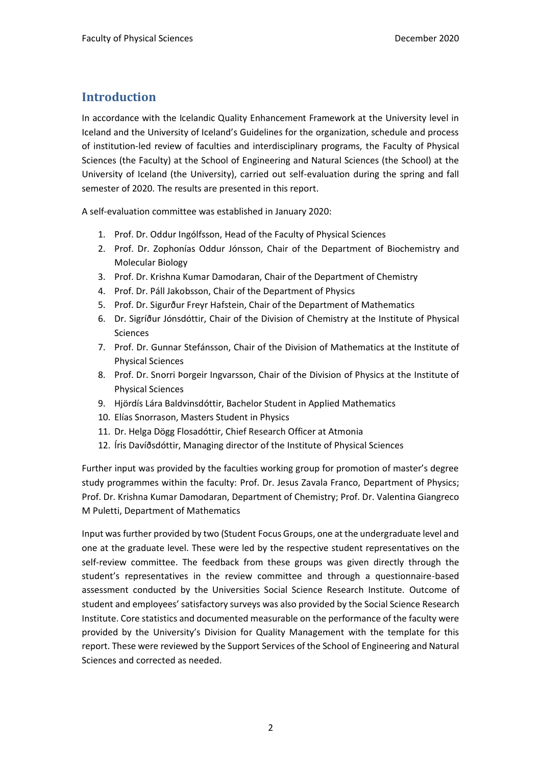## Introduction

In accordance with the Icelandic Quality Enhancement Framework at the University level in Iceland and the University of Iceland's Guidelines for the organization, schedule and process of institution-led review of faculties and interdisciplinary programs, the Faculty of Physical Sciences (the Faculty) at the School of Engineering and Natural Sciences (the School) at the University of Iceland (the University), carried out self-evaluation during the spring and fall semester of 2020. The results are presented in this report.

A self-evaluation committee was established in January 2020:

1. Prof. Dr. Oddur Ingólfsson, Head of the Faculty of Physical Sciences
2. Prof. Dr. Zophonías Oddur Jónsson, Chair of the Department of Biochemistry and Molecular Biology
3. Prof. Dr. Krishna Kumar Damodaran, Chair of the Department of Chemistry
4. Prof. Dr. Páll Jakobsson, Chair of the Department of Physics
5. Prof. Dr. Sigurður Freyr Hafstein, Chair of the Department of Mathematics
6. Dr. Sigríður Jónsdóttir, Chair of the Division of Chemistry at the Institute of Physical Sciences
7. Prof. Dr. Gunnar Stefánsson, Chair of the Division of Mathematics at the Institute of Physical Sciences
8. Prof. Dr. Snorri Þorgeir Ingvarsson, Chair of the Division of Physics at the Institute of Physical Sciences
9. Hjördís Lára Baldvinsdóttir, Bachelor Student in Applied Mathematics
10. Elías Snorrason, Masters Student in Physics
11. Dr. Helga Dögg Flosadóttir, Chief Research Officer at Atmonia
12. Íris Davíðsdóttir, Managing director of the Institute of Physical Sciences

Further input was provided by the faculties working group for promotion of master's degree study programmes within the faculty: Prof. Dr. Jesus Zavala Franco, Department of Physics; Prof. Dr. Krishna Kumar Damodaran, Department of Chemistry; Prof. Dr. Valentina Giangreco M Puletti, Department of Mathematics

Input was further provided by two (Student Focus Groups, one at the undergraduate level and one at the graduate level. These were led by the respective student representatives on the self-review committee. The feedback from these groups was given directly through the student's representatives in the review committee and through a questionnaire-based assessment conducted by the Universities Social Science Research Institute. Outcome of student and employees' satisfactory surveys was also provided by the Social Science Research Institute. Core statistics and documented measurable on the performance of the faculty were provided by the University's Division for Quality Management with the template for this report. These were reviewed by the Support Services of the School of Engineering and Natural Sciences and corrected as needed.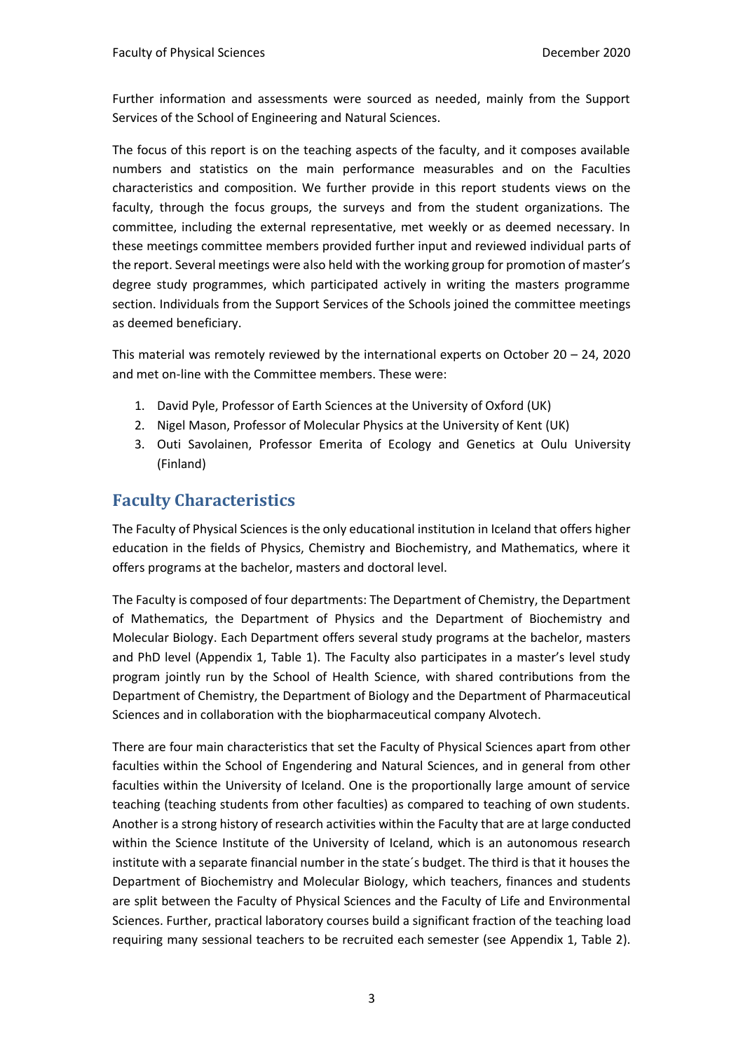Further information and assessments were sourced as needed, mainly from the Support Services of the School of Engineering and Natural Sciences.

The focus of this report is on the teaching aspects of the faculty, and it composes available numbers and statistics on the main performance measurables and on the Faculties characteristics and composition. We further provide in this report students views on the faculty, through the focus groups, the surveys and from the student organizations. The committee, including the external representative, met weekly or as deemed necessary. In these meetings committee members provided further input and reviewed individual parts of the report. Several meetings were also held with the working group for promotion of master's degree study programmes, which participated actively in writing the masters programme section. Individuals from the Support Services of the Schools joined the committee meetings as deemed beneficiary.

This material was remotely reviewed by the international experts on October 20 – 24, 2020 and met on-line with the Committee members. These were:

1. David Pyle, Professor of Earth Sciences at the University of Oxford (UK)
2. Nigel Mason, Professor of Molecular Physics at the University of Kent (UK)
3. Outi Savolainen, Professor Emerita of Ecology and Genetics at Oulu University (Finland)

## Faculty Characteristics

The Faculty of Physical Sciences is the only educational institution in Iceland that offers higher education in the fields of Physics, Chemistry and Biochemistry, and Mathematics, where it offers programs at the bachelor, masters and doctoral level.

The Faculty is composed of four departments: The Department of Chemistry, the Department of Mathematics, the Department of Physics and the Department of Biochemistry and Molecular Biology. Each Department offers several study programs at the bachelor, masters and PhD level (Appendix 1, Table 1). The Faculty also participates in a master's level study program jointly run by the School of Health Science, with shared contributions from the Department of Chemistry, the Department of Biology and the Department of Pharmaceutical Sciences and in collaboration with the biopharmaceutical company Alvotech.

There are four main characteristics that set the Faculty of Physical Sciences apart from other faculties within the School of Engendering and Natural Sciences, and in general from other faculties within the University of Iceland. One is the proportionally large amount of service teaching (teaching students from other faculties) as compared to teaching of own students. Another is a strong history of research activities within the Faculty that are at large conducted within the Science Institute of the University of Iceland, which is an autonomous research institute with a separate financial number in the state´s budget. The third is that it houses the Department of Biochemistry and Molecular Biology, which teachers, finances and students are split between the Faculty of Physical Sciences and the Faculty of Life and Environmental Sciences. Further, practical laboratory courses build a significant fraction of the teaching load requiring many sessional teachers to be recruited each semester (see Appendix 1, Table 2).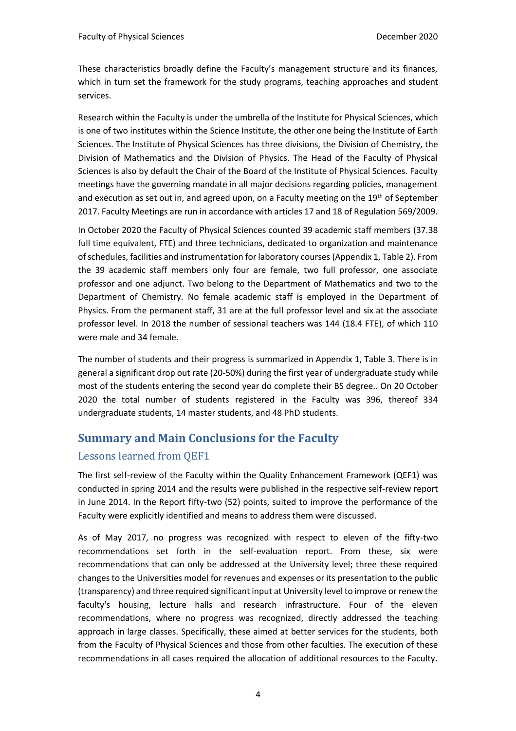These characteristics broadly define the Faculty's management structure and its finances, which in turn set the framework for the study programs, teaching approaches and student services.

Research within the Faculty is under the umbrella of the Institute for Physical Sciences, which is one of two institutes within the Science Institute, the other one being the Institute of Earth Sciences. The Institute of Physical Sciences has three divisions, the Division of Chemistry, the Division of Mathematics and the Division of Physics. The Head of the Faculty of Physical Sciences is also by default the Chair of the Board of the Institute of Physical Sciences. Faculty meetings have the governing mandate in all major decisions regarding policies, management and execution as set out in, and agreed upon, on a Faculty meeting on the 19th of September 2017. Faculty Meetings are run in accordance with articles 17 and 18 of Regulation 569/2009.

In October 2020 the Faculty of Physical Sciences counted 39 academic staff members (37.38 full time equivalent, FTE) and three technicians, dedicated to organization and maintenance of schedules, facilities and instrumentation for laboratory courses (Appendix 1, Table 2). From the 39 academic staff members only four are female, two full professor, one associate professor and one adjunct. Two belong to the Department of Mathematics and two to the Department of Chemistry. No female academic staff is employed in the Department of Physics. From the permanent staff, 31 are at the full professor level and six at the associate professor level. In 2018 the number of sessional teachers was 144 (18.4 FTE), of which 110 were male and 34 female.

The number of students and their progress is summarized in Appendix 1, Table 3. There is in general a significant drop out rate (20-50%) during the first year of undergraduate study while most of the students entering the second year do complete their BS degree.. On 20 October 2020 the total number of students registered in the Faculty was 396, thereof 334 undergraduate students, 14 master students, and 48 PhD students.

## Summary and Main Conclusions for the Faculty

### Lessons learned from QEF1

The first self-review of the Faculty within the Quality Enhancement Framework (QEF1) was conducted in spring 2014 and the results were published in the respective self-review report in June 2014. In the Report fifty-two (52) points, suited to improve the performance of the Faculty were explicitly identified and means to address them were discussed.

As of May 2017, no progress was recognized with respect to eleven of the fifty-two recommendations set forth in the self-evaluation report. From these, six were recommendations that can only be addressed at the University level; three these required changes to the Universities model for revenues and expenses or its presentation to the public (transparency) and three required significant input at University level to improve or renew the faculty's housing, lecture halls and research infrastructure. Four of the eleven recommendations, where no progress was recognized, directly addressed the teaching approach in large classes. Specifically, these aimed at better services for the students, both from the Faculty of Physical Sciences and those from other faculties. The execution of these recommendations in all cases required the allocation of additional resources to the Faculty.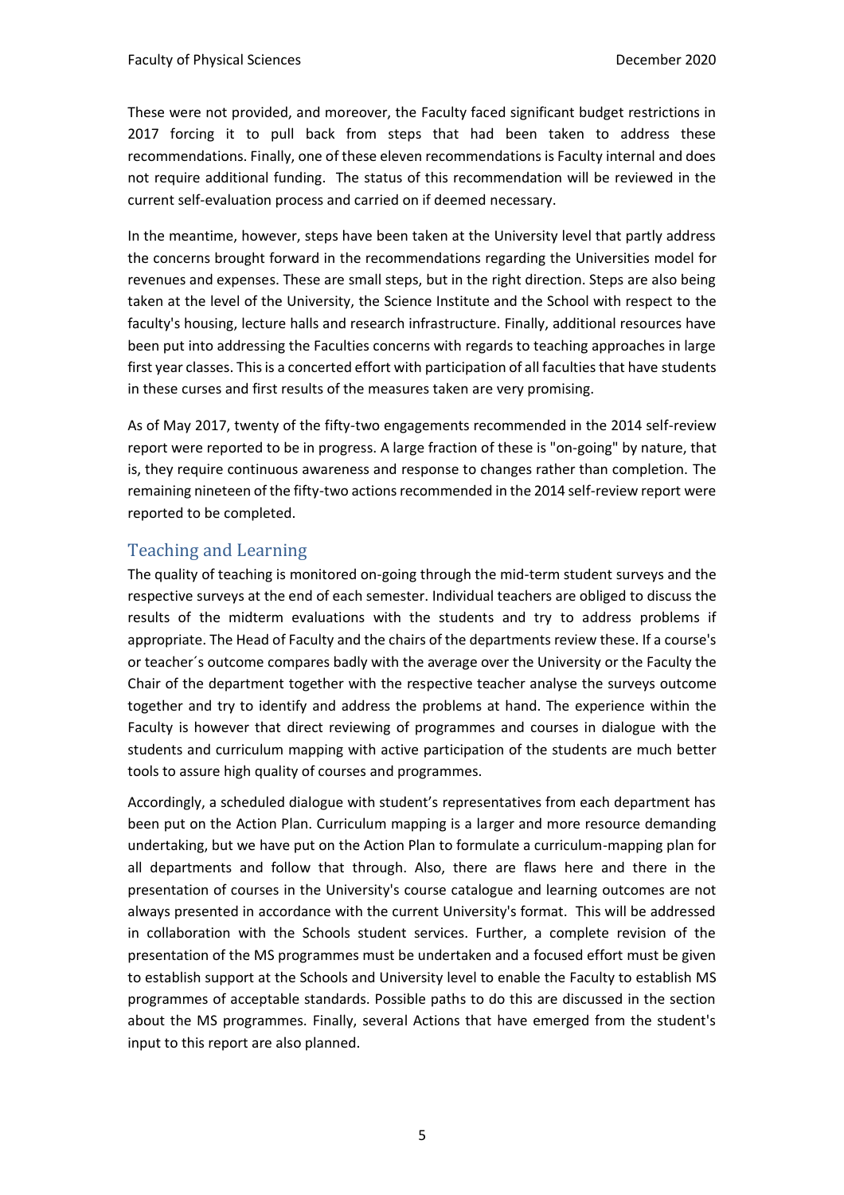These were not provided, and moreover, the Faculty faced significant budget restrictions in 2017 forcing it to pull back from steps that had been taken to address these recommendations. Finally, one of these eleven recommendations is Faculty internal and does not require additional funding. The status of this recommendation will be reviewed in the current self-evaluation process and carried on if deemed necessary.

In the meantime, however, steps have been taken at the University level that partly address the concerns brought forward in the recommendations regarding the Universities model for revenues and expenses. These are small steps, but in the right direction. Steps are also being taken at the level of the University, the Science Institute and the School with respect to the faculty's housing, lecture halls and research infrastructure. Finally, additional resources have been put into addressing the Faculties concerns with regards to teaching approaches in large first year classes. This is a concerted effort with participation of all faculties that have students in these curses and first results of the measures taken are very promising.

As of May 2017, twenty of the fifty-two engagements recommended in the 2014 self-review report were reported to be in progress. A large fraction of these is "on-going" by nature, that is, they require continuous awareness and response to changes rather than completion. The remaining nineteen of the fifty-two actions recommended in the 2014 self-review report were reported to be completed.

## Teaching and Learning

The quality of teaching is monitored on-going through the mid-term student surveys and the respective surveys at the end of each semester. Individual teachers are obliged to discuss the results of the midterm evaluations with the students and try to address problems if appropriate. The Head of Faculty and the chairs of the departments review these. If a course's or teacher´s outcome compares badly with the average over the University or the Faculty the Chair of the department together with the respective teacher analyse the surveys outcome together and try to identify and address the problems at hand. The experience within the Faculty is however that direct reviewing of programmes and courses in dialogue with the students and curriculum mapping with active participation of the students are much better tools to assure high quality of courses and programmes.

Accordingly, a scheduled dialogue with student's representatives from each department has been put on the Action Plan. Curriculum mapping is a larger and more resource demanding undertaking, but we have put on the Action Plan to formulate a curriculum-mapping plan for all departments and follow that through. Also, there are flaws here and there in the presentation of courses in the University's course catalogue and learning outcomes are not always presented in accordance with the current University's format. This will be addressed in collaboration with the Schools student services. Further, a complete revision of the presentation of the MS programmes must be undertaken and a focused effort must be given to establish support at the Schools and University level to enable the Faculty to establish MS programmes of acceptable standards. Possible paths to do this are discussed in the section about the MS programmes. Finally, several Actions that have emerged from the student's input to this report are also planned.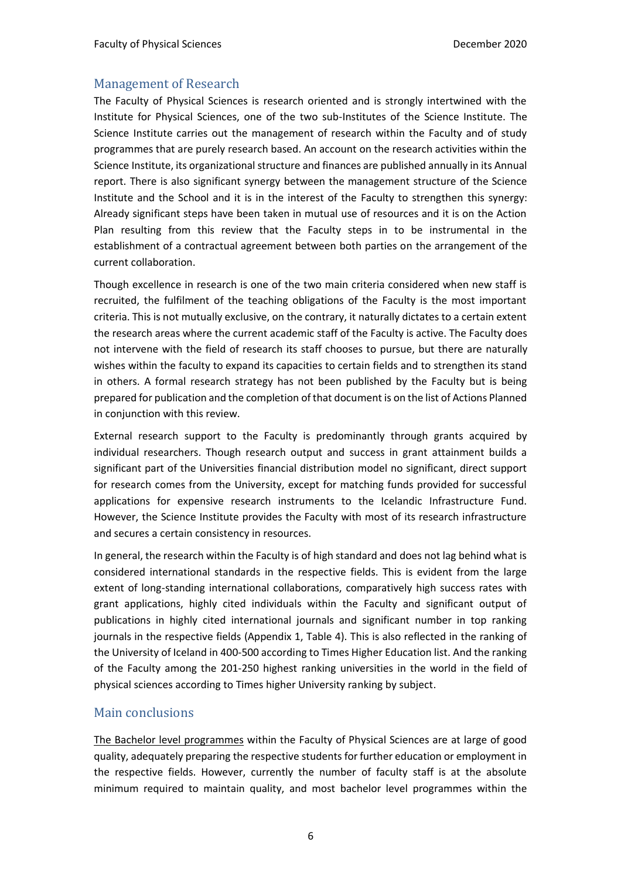## Management of Research

The Faculty of Physical Sciences is research oriented and is strongly intertwined with the Institute for Physical Sciences, one of the two sub-Institutes of the Science Institute. The Science Institute carries out the management of research within the Faculty and of study programmes that are purely research based. An account on the research activities within the Science Institute, its organizational structure and finances are published annually in its Annual report. There is also significant synergy between the management structure of the Science Institute and the School and it is in the interest of the Faculty to strengthen this synergy: Already significant steps have been taken in mutual use of resources and it is on the Action Plan resulting from this review that the Faculty steps in to be instrumental in the establishment of a contractual agreement between both parties on the arrangement of the current collaboration.

Though excellence in research is one of the two main criteria considered when new staff is recruited, the fulfilment of the teaching obligations of the Faculty is the most important criteria. This is not mutually exclusive, on the contrary, it naturally dictates to a certain extent the research areas where the current academic staff of the Faculty is active. The Faculty does not intervene with the field of research its staff chooses to pursue, but there are naturally wishes within the faculty to expand its capacities to certain fields and to strengthen its stand in others. A formal research strategy has not been published by the Faculty but is being prepared for publication and the completion of that document is on the list of Actions Planned in conjunction with this review.

External research support to the Faculty is predominantly through grants acquired by individual researchers. Though research output and success in grant attainment builds a significant part of the Universities financial distribution model no significant, direct support for research comes from the University, except for matching funds provided for successful applications for expensive research instruments to the Icelandic Infrastructure Fund. However, the Science Institute provides the Faculty with most of its research infrastructure and secures a certain consistency in resources.

In general, the research within the Faculty is of high standard and does not lag behind what is considered international standards in the respective fields. This is evident from the large extent of long-standing international collaborations, comparatively high success rates with grant applications, highly cited individuals within the Faculty and significant output of publications in highly cited international journals and significant number in top ranking journals in the respective fields (Appendix 1, Table 4). This is also reflected in the ranking of the University of Iceland in 400-500 according to Times Higher Education list. And the ranking of the Faculty among the 201-250 highest ranking universities in the world in the field of physical sciences according to Times higher University ranking by subject.

## Main conclusions

The Bachelor level programmes within the Faculty of Physical Sciences are at large of good quality, adequately preparing the respective students for further education or employment in the respective fields. However, currently the number of faculty staff is at the absolute minimum required to maintain quality, and most bachelor level programmes within the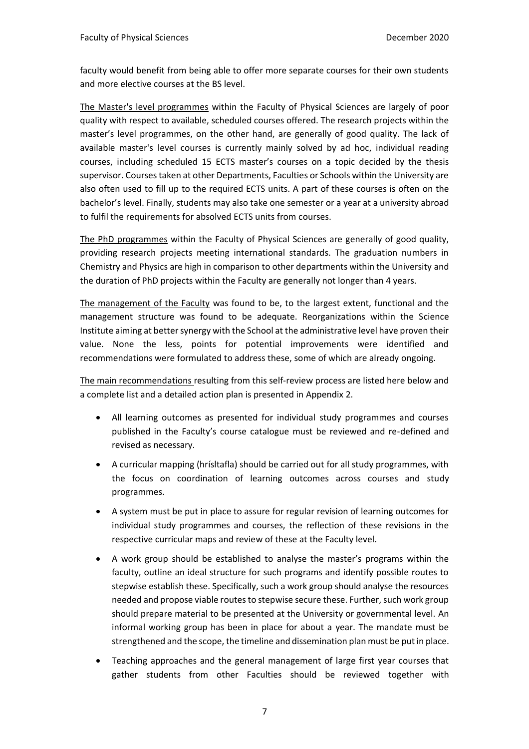faculty would benefit from being able to offer more separate courses for their own students and more elective courses at the BS level.

The Master's level programmes within the Faculty of Physical Sciences are largely of poor quality with respect to available, scheduled courses offered. The research projects within the master's level programmes, on the other hand, are generally of good quality. The lack of available master's level courses is currently mainly solved by ad hoc, individual reading courses, including scheduled 15 ECTS master's courses on a topic decided by the thesis supervisor. Courses taken at other Departments, Faculties or Schools within the University are also often used to fill up to the required ECTS units. A part of these courses is often on the bachelor's level. Finally, students may also take one semester or a year at a university abroad to fulfil the requirements for absolved ECTS units from courses.

The PhD programmes within the Faculty of Physical Sciences are generally of good quality, providing research projects meeting international standards. The graduation numbers in Chemistry and Physics are high in comparison to other departments within the University and the duration of PhD projects within the Faculty are generally not longer than 4 years.

The management of the Faculty was found to be, to the largest extent, functional and the management structure was found to be adequate. Reorganizations within the Science Institute aiming at better synergy with the School at the administrative level have proven their value. None the less, points for potential improvements were identified and recommendations were formulated to address these, some of which are already ongoing.

The main recommendations resulting from this self-review process are listed here below and a complete list and a detailed action plan is presented in Appendix 2.

- All learning outcomes as presented for individual study programmes and courses published in the Faculty's course catalogue must be reviewed and re-defined and revised as necessary.
- A curricular mapping (hrísltafla) should be carried out for all study programmes, with the focus on coordination of learning outcomes across courses and study programmes.
- A system must be put in place to assure for regular revision of learning outcomes for individual study programmes and courses, the reflection of these revisions in the respective curricular maps and review of these at the Faculty level.
- A work group should be established to analyse the master's programs within the faculty, outline an ideal structure for such programs and identify possible routes to stepwise establish these. Specifically, such a work group should analyse the resources needed and propose viable routes to stepwise secure these. Further, such work group should prepare material to be presented at the University or governmental level. An informal working group has been in place for about a year. The mandate must be strengthened and the scope, the timeline and dissemination plan must be put in place.
- Teaching approaches and the general management of large first year courses that gather students from other Faculties should be reviewed together with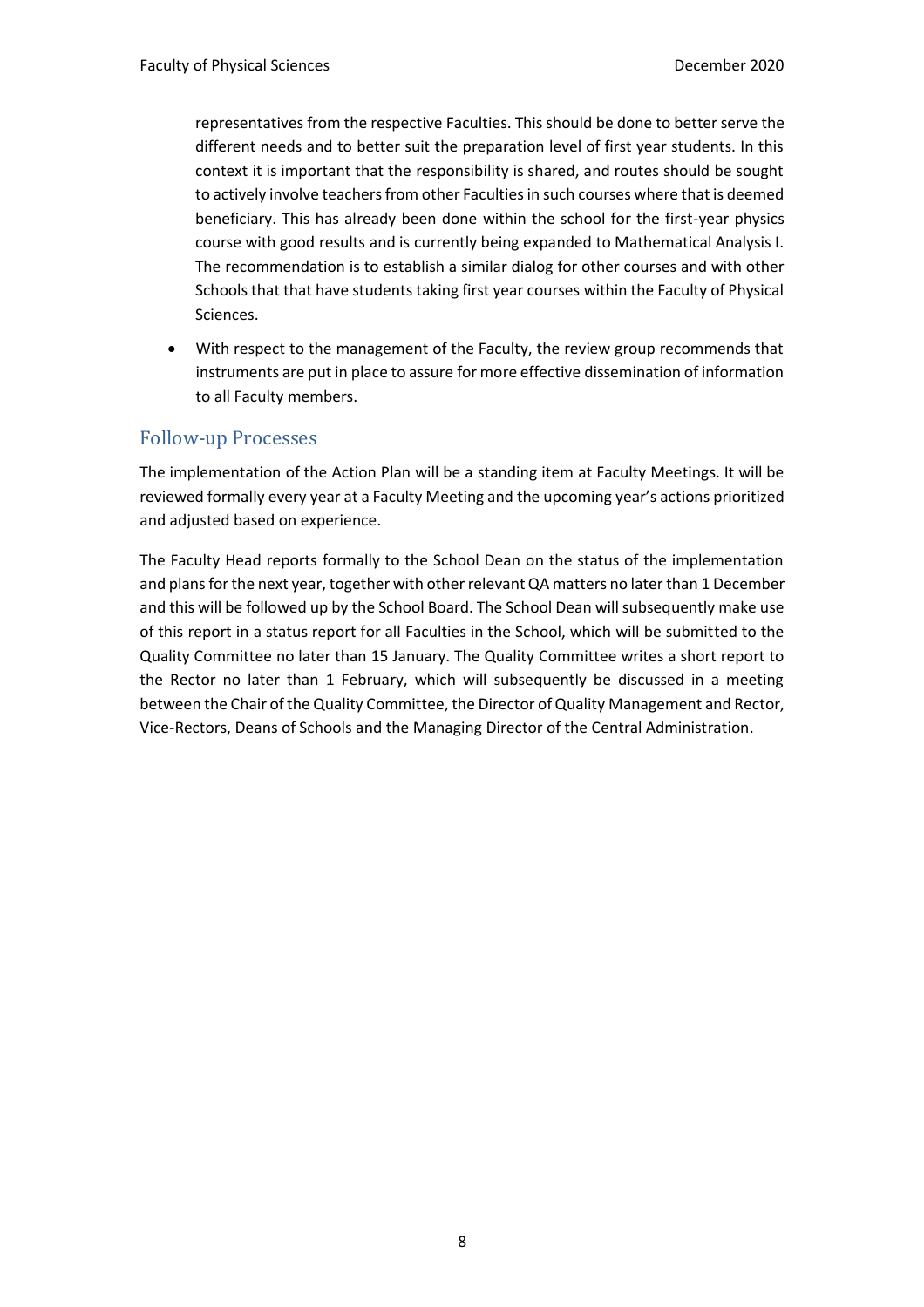representatives from the respective Faculties. This should be done to better serve the different needs and to better suit the preparation level of first year students. In this context it is important that the responsibility is shared, and routes should be sought to actively involve teachers from other Faculties in such courses where that is deemed beneficiary. This has already been done within the school for the first-year physics course with good results and is currently being expanded to Mathematical Analysis I. The recommendation is to establish a similar dialog for other courses and with other Schools that that have students taking first year courses within the Faculty of Physical Sciences.

- With respect to the management of the Faculty, the review group recommends that instruments are put in place to assure for more effective dissemination of information to all Faculty members.

## Follow-up Processes

The implementation of the Action Plan will be a standing item at Faculty Meetings. It will be reviewed formally every year at a Faculty Meeting and the upcoming year's actions prioritized and adjusted based on experience.

The Faculty Head reports formally to the School Dean on the status of the implementation and plans for the next year, together with other relevant QA matters no later than 1 December and this will be followed up by the School Board. The School Dean will subsequently make use of this report in a status report for all Faculties in the School, which will be submitted to the Quality Committee no later than 15 January. The Quality Committee writes a short report to the Rector no later than 1 February, which will subsequently be discussed in a meeting between the Chair of the Quality Committee, the Director of Quality Management and Rector, Vice-Rectors, Deans of Schools and the Managing Director of the Central Administration.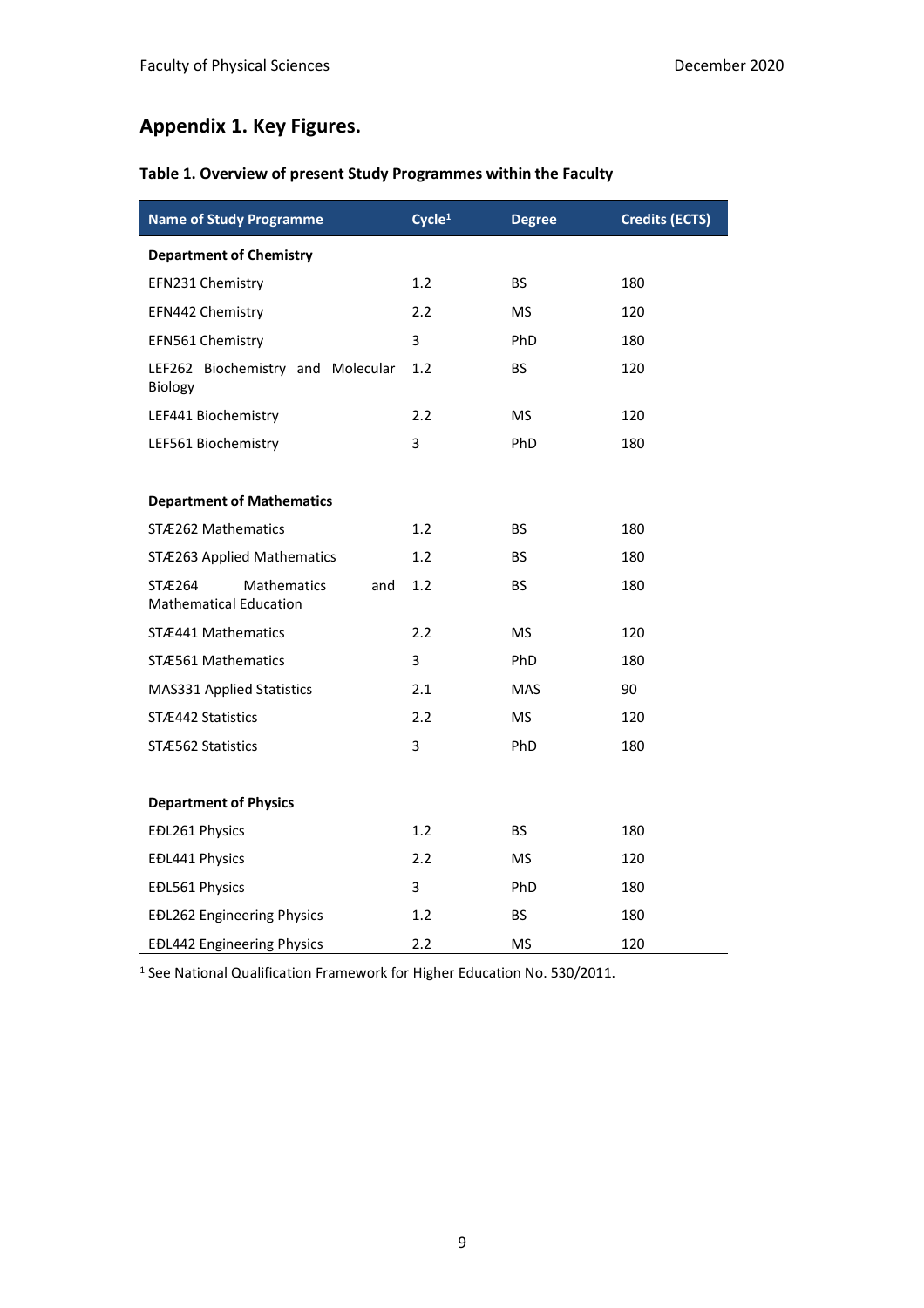## Appendix 1. Key Figures.

### Table 1. Overview of present Study Programmes within the Faculty

| Name of Study Programme | Cycle[1] | Degree | Credits (ECTS) |
|---|---|---|---|
| **Department of Chemistry** | | | |
| EFN231 Chemistry | 1.2 | BS | 180 |
| EFN442 Chemistry | 2.2 | MS | 120 |
| EFN561 Chemistry | 3 | PhD | 180 |
| LEF262 Biochemistry and Molecular Biology | 1.2 | BS | 120 |
| LEF441 Biochemistry | 2.2 | MS | 120 |
| LEF561 Biochemistry | 3 | PhD | 180 |
| **Department of Mathematics** | | | |
| STÆ262 Mathematics | 1.2 | BS | 180 |
| STÆ263 Applied Mathematics | 1.2 | BS | 180 |
| STÆ264 Mathematics and Mathematical Education | 1.2 | BS | 180 |
| STÆ441 Mathematics | 2.2 | MS | 120 |
| STÆ561 Mathematics | 3 | PhD | 180 |
| MAS331 Applied Statistics | 2.1 | MAS | 90 |
| STÆ442 Statistics | 2.2 | MS | 120 |
| STÆ562 Statistics | 3 | PhD | 180 |
| **Department of Physics** | | | |
| EÐL261 Physics | 1.2 | BS | 180 |
| EÐL441 Physics | 2.2 | MS | 120 |
| EÐL561 Physics | 3 | PhD | 180 |
| EÐL262 Engineering Physics | 1.2 | BS | 180 |
| EÐL442 Engineering Physics | 2.2 | MS | 120 |

[1] See National Qualification Framework for Higher Education No. 530/2011.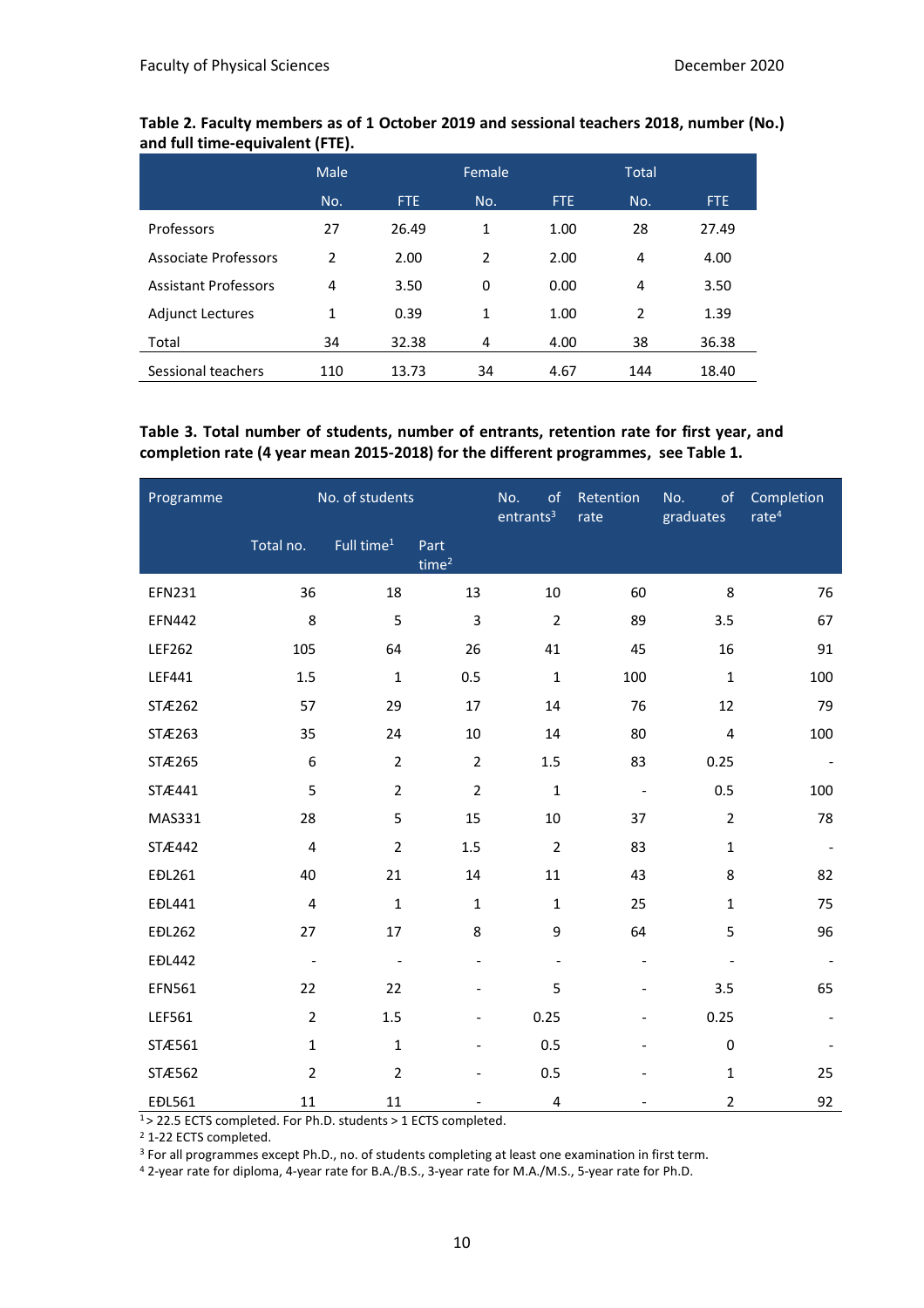**Table 2. Faculty members as of 1 October 2019 and sessional teachers 2018, number (No.) and full time-equivalent (FTE).**

| | Male | | Female | | Total | |
|---|---|---|---|---|---|---|
| | No. | FTE | No. | FTE | No. | FTE |
| Professors | 27 | 26.49 | 1 | 1.00 | 28 | 27.49 |
| Associate Professors | 2 | 2.00 | 2 | 2.00 | 4 | 4.00 |
| Assistant Professors | 4 | 3.50 | 0 | 0.00 | 4 | 3.50 |
| Adjunct Lectures | 1 | 0.39 | 1 | 1.00 | 2 | 1.39 |
| Total | 34 | 32.38 | 4 | 4.00 | 38 | 36.38 |
| Sessional teachers | 110 | 13.73 | 34 | 4.67 | 144 | 18.40 |

**Table 3. Total number of students, number of entrants, retention rate for first year, and completion rate (4 year mean 2015-2018) for the different programmes, see Table 1.**

| Programme | No. of students | | | No. of entrants[3] | Retention rate | No. of graduates | Completion rate[4] |
|---|---|---|---|---|---|---|---|
| | Total no. | Full time[1] | Part time[2] | | | | |
| EFN231 | 36 | 18 | 13 | 10 | 60 | 8 | 76 |
| EFN442 | 8 | 5 | 3 | 2 | 89 | 3.5 | 67 |
| LEF262 | 105 | 64 | 26 | 41 | 45 | 16 | 91 |
| LEF441 | 1.5 | 1 | 0.5 | 1 | 100 | 1 | 100 |
| STÆ262 | 57 | 29 | 17 | 14 | 76 | 12 | 79 |
| STÆ263 | 35 | 24 | 10 | 14 | 80 | 4 | 100 |
| STÆ265 | 6 | 2 | 2 | 1.5 | 83 | 0.25 | - |
| STÆ441 | 5 | 2 | 2 | 1 | - | 0.5 | 100 |
| MAS331 | 28 | 5 | 15 | 10 | 37 | 2 | 78 |
| STÆ442 | 4 | 2 | 1.5 | 2 | 83 | 1 | - |
| EÐL261 | 40 | 21 | 14 | 11 | 43 | 8 | 82 |
| EÐL441 | 4 | 1 | 1 | 1 | 25 | 1 | 75 |
| EÐL262 | 27 | 17 | 8 | 9 | 64 | 5 | 96 |
| EÐL442 | - | - | - | - | - | - | - |
| EFN561 | 22 | 22 | - | 5 | - | 3.5 | 65 |
| LEF561 | 2 | 1.5 | - | 0.25 | - | 0.25 | - |
| STÆ561 | 1 | 1 | - | 0.5 | - | 0 | - |
| STÆ562 | 2 | 2 | - | 0.5 | - | 1 | 25 |
| EÐL561 | 11 | 11 | - | 4 | - | 2 | 92 |

[1] > 22.5 ECTS completed. For Ph.D. students > 1 ECTS completed.
[2] 1-22 ECTS completed.
[3] For all programmes except Ph.D., no. of students completing at least one examination in first term.
[4] 2-year rate for diploma, 4-year rate for B.A./B.S., 3-year rate for M.A./M.S., 5-year rate for Ph.D.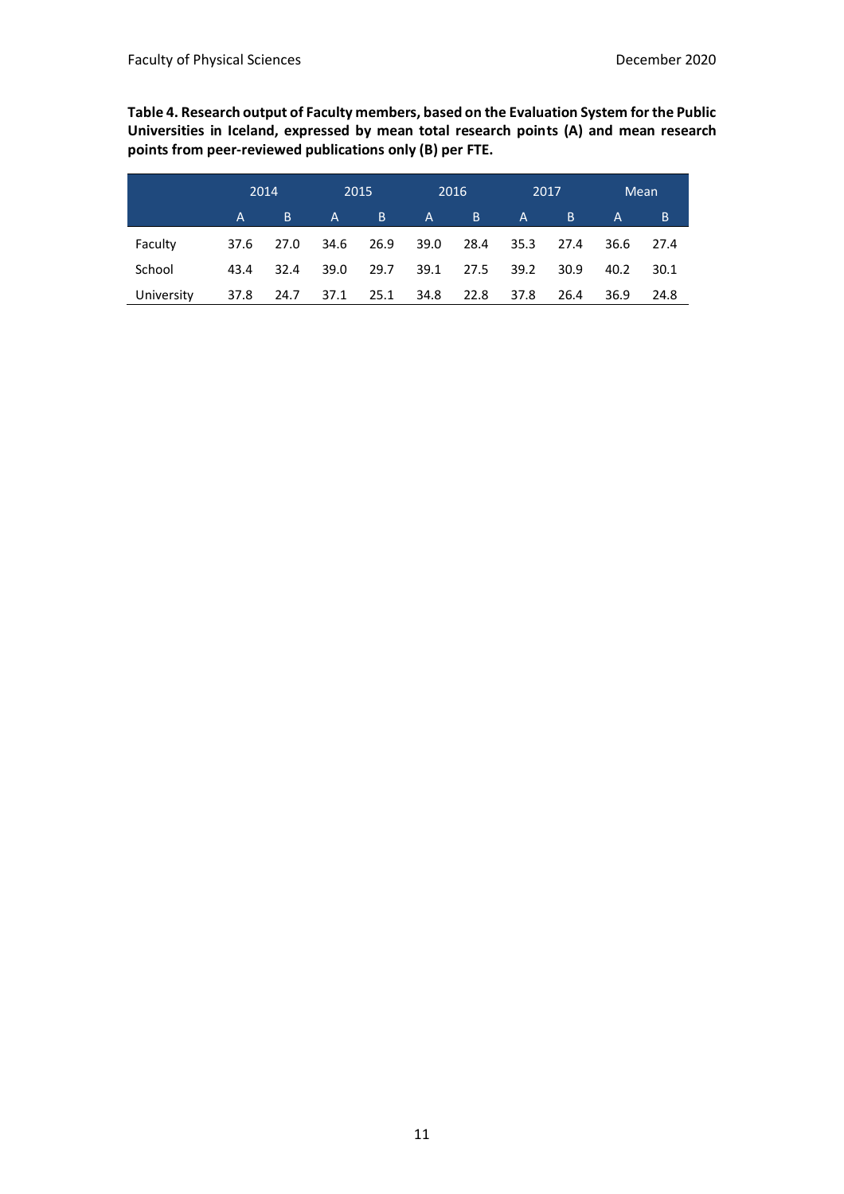**Table 4. Research output of Faculty members, based on the Evaluation System for the Public Universities in Iceland, expressed by mean total research points (A) and mean research points from peer-reviewed publications only (B) per FTE.**

| | 2014 | | 2015 | | 2016 | | 2017 | | Mean | |
|---|---|---|---|---|---|---|---|---|---|---|
| | A | B | A | B | A | B | A | B | A | B |
| Faculty | 37.6 | 27.0 | 34.6 | 26.9 | 39.0 | 28.4 | 35.3 | 27.4 | 36.6 | 27.4 |
| School | 43.4 | 32.4 | 39.0 | 29.7 | 39.1 | 27.5 | 39.2 | 30.9 | 40.2 | 30.1 |
| University | 37.8 | 24.7 | 37.1 | 25.1 | 34.8 | 22.8 | 37.8 | 26.4 | 36.9 | 24.8 |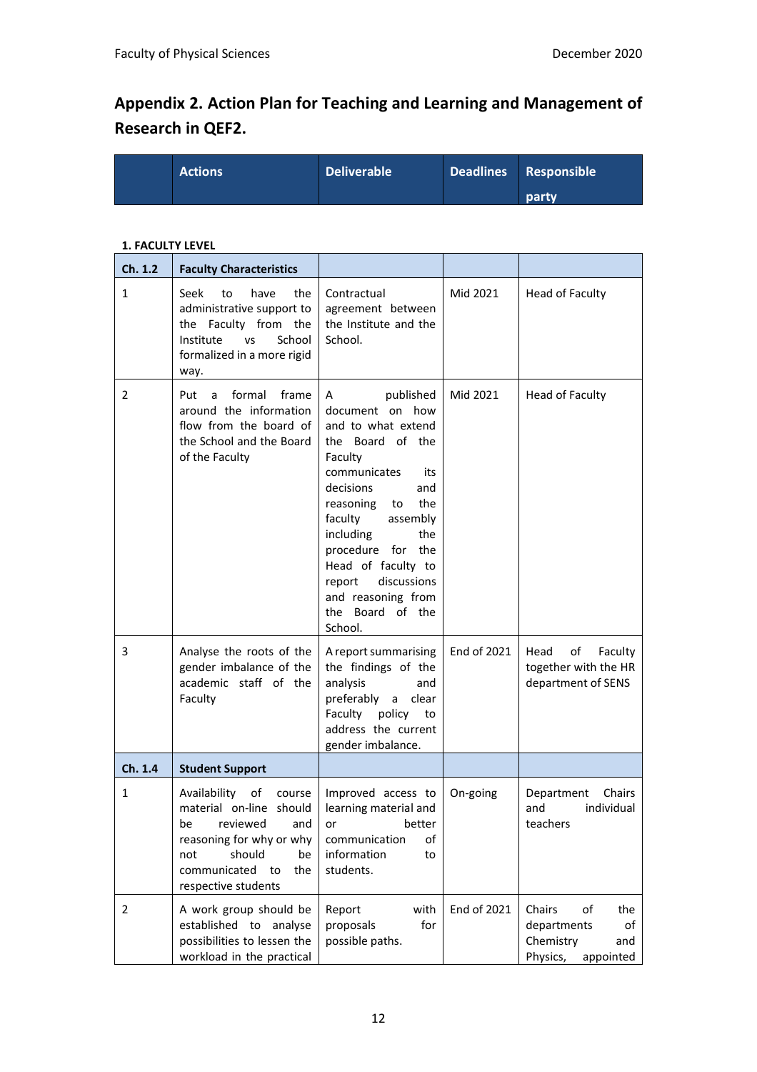## Appendix 2. Action Plan for Teaching and Learning and Management of Research in QEF2.

|  | Actions | Deliverable | Deadlines | Responsible party |
|---|---|---|---|---|

**1. FACULTY LEVEL**

| Ch. 1.2 | Faculty Characteristics | | | |
|---|---|---|---|---|
| 1 | Seek to have the administrative support to the Faculty from the Institute vs School formalized in a more rigid way. | Contractual agreement between the Institute and the School. | Mid 2021 | Head of Faculty |
| 2 | Put a formal frame around the information flow from the board of the School and the Board of the Faculty | A published document on how and to what extend the Board of the Faculty communicates its decisions and reasoning to the faculty assembly including the procedure for the Head of faculty to report discussions and reasoning from the Board of the School. | Mid 2021 | Head of Faculty |
| 3 | Analyse the roots of the gender imbalance of the academic staff of the Faculty | A report summarising the findings of the analysis and preferably a clear Faculty policy to address the current gender imbalance. | End of 2021 | Head of Faculty together with the HR department of SENS |
| **Ch. 1.4** | **Student Support** | | | |
| 1 | Availability of course material on-line should be reviewed and reasoning for why or why not should be communicated to the respective students | Improved access to learning material and or better communication of information to students. | On-going | Department Chairs and individual teachers |
| 2 | A work group should be established to analyse possibilities to lessen the workload in the practical | Report with proposals for possible paths. | End of 2021 | Chairs of the departments of Chemistry and Physics, appointed |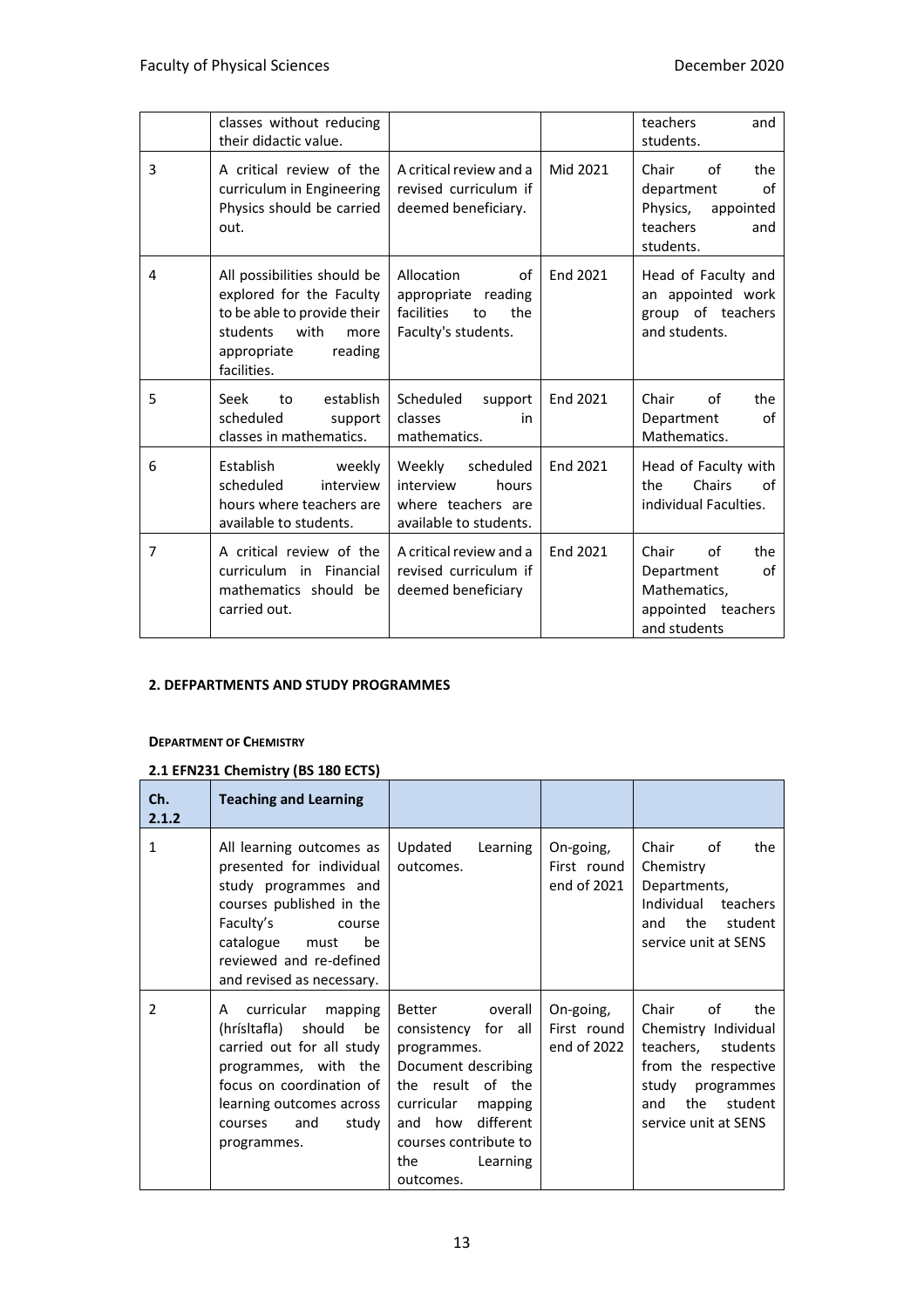| | classes without reducing their didactic value. | | | teachers and students. |
|---|---|---|---|---|
| 3 | A critical review of the curriculum in Engineering Physics should be carried out. | A critical review and a revised curriculum if deemed beneficiary. | Mid 2021 | Chair of the department of Physics, appointed teachers and students. |
| 4 | All possibilities should be explored for the Faculty to be able to provide their students with more appropriate reading facilities. | Allocation of appropriate reading facilities to the Faculty's students. | End 2021 | Head of Faculty and an appointed work group of teachers and students. |
| 5 | Seek to establish scheduled support classes in mathematics. | Scheduled support classes in mathematics. | End 2021 | Chair of the Department of Mathematics. |
| 6 | Establish weekly scheduled interview hours where teachers are available to students. | Weekly scheduled interview hours where teachers are available to students. | End 2021 | Head of Faculty with the Chairs of individual Faculties. |
| 7 | A critical review of the curriculum in Financial mathematics should be carried out. | A critical review and a revised curriculum if deemed beneficiary | End 2021 | Chair of the Department of Mathematics, appointed teachers and students |

#### 2. DEFPARTMENTS AND STUDY PROGRAMMES

##### DEPARTMENT OF CHEMISTRY

##### 2.1 EFN231 Chemistry (BS 180 ECTS)

| Ch. 2.1.2 | Teaching and Learning | | | |
|---|---|---|---|---|
| 1 | All learning outcomes as presented for individual study programmes and courses published in the Faculty's course catalogue must be reviewed and re-defined and revised as necessary. | Updated Learning outcomes. | On-going, First round end of 2021 | Chair of the Chemistry Departments, Individual teachers and the student service unit at SENS |
| 2 | A curricular mapping (hrísltafla) should be carried out for all study programmes, with the focus on coordination of learning outcomes across courses and study programmes. | Better overall consistency for all programmes. Document describing the result of the curricular mapping and how different courses contribute to the Learning outcomes. | On-going, First round end of 2022 | Chair of the Chemistry Individual teachers, students from the respective study programmes and the student service unit at SENS |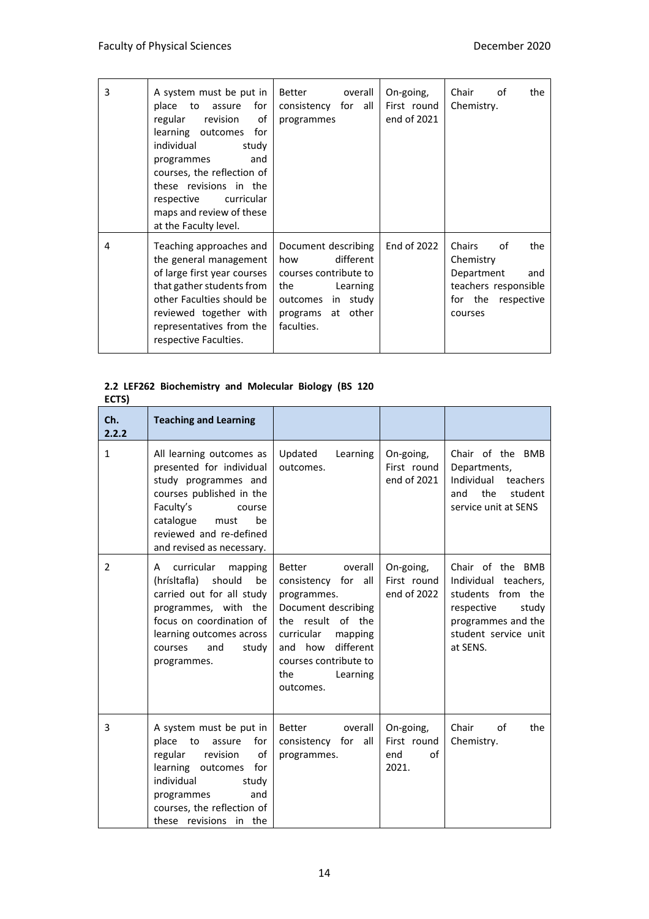| 3 | A system must be put in place to assure for regular revision of learning outcomes for individual study programmes and courses, the reflection of these revisions in the respective curricular maps and review of these at the Faculty level. | Better overall consistency for all programmes | On-going, First round end of 2021 | Chair of the Chemistry. |
|---|---|---|---|---|
| 4 | Teaching approaches and the general management of large first year courses that gather students from other Faculties should be reviewed together with representatives from the respective Faculties. | Document describing how different courses contribute to the Learning outcomes in study programs at other faculties. | End of 2022 | Chairs of the Chemistry Department and teachers responsible for the respective courses |

**2.2 LEF262 Biochemistry and Molecular Biology (BS 120 ECTS)**

| Ch. 2.2.2 | Teaching and Learning | | | |
|---|---|---|---|---|
| 1 | All learning outcomes as presented for individual study programmes and courses published in the Faculty's course catalogue must be reviewed and re-defined and revised as necessary. | Updated Learning outcomes. | On-going, First round end of 2021 | Chair of the BMB Departments, Individual teachers and the student service unit at SENS |
| 2 | A curricular mapping (hrísltafla) should be carried out for all study programmes, with the focus on coordination of learning outcomes across courses and study programmes. | Better overall consistency for all programmes. Document describing the result of the curricular mapping and how different courses contribute to the Learning outcomes. | On-going, First round end of 2022 | Chair of the BMB Individual teachers, students from the respective study programmes and the student service unit at SENS. |
| 3 | A system must be put in place to assure for regular revision of learning outcomes for individual study programmes and courses, the reflection of these revisions in the | Better overall consistency for all programmes. | On-going, First round end of 2021. | Chair of the Chemistry. |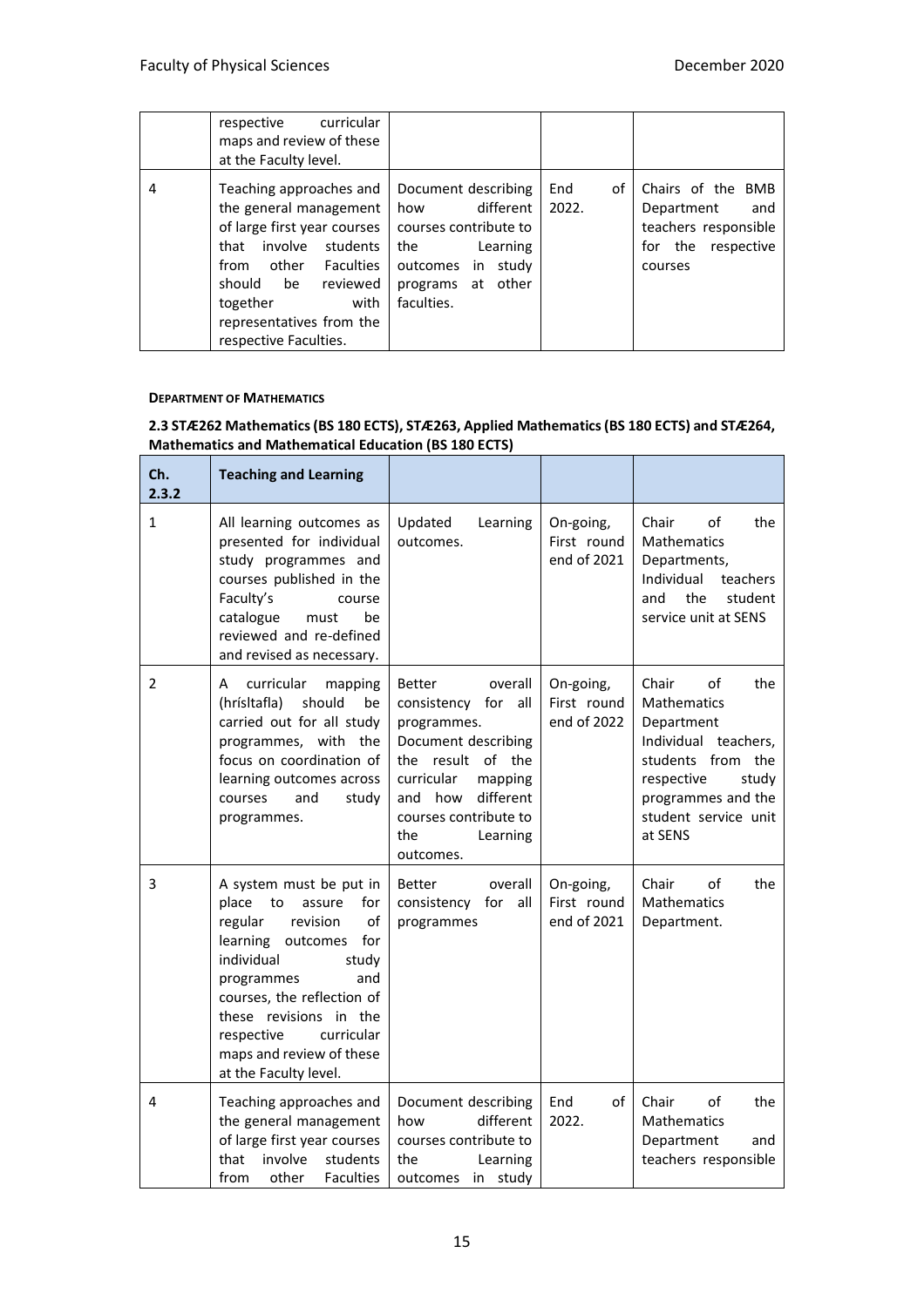| | respective curricular maps and review of these at the Faculty level. | | | |
|---|---|---|---|---|
| 4 | Teaching approaches and the general management of large first year courses that involve students from other Faculties should be reviewed together with representatives from the respective Faculties. | Document describing how different courses contribute to the Learning outcomes in study programs at other faculties. | End of 2022. | Chairs of the BMB Department and teachers responsible for the respective courses |

**DEPARTMENT OF MATHEMATICS**

**2.3 STÆ262 Mathematics (BS 180 ECTS), STÆ263, Applied Mathematics (BS 180 ECTS) and STÆ264, Mathematics and Mathematical Education (BS 180 ECTS)**

| Ch. 2.3.2 | Teaching and Learning | | | |
|---|---|---|---|---|
| 1 | All learning outcomes as presented for individual study programmes and courses published in the Faculty's course catalogue must be reviewed and re-defined and revised as necessary. | Updated Learning outcomes. | On-going, First round end of 2021 | Chair of the Mathematics Departments, Individual teachers and the student service unit at SENS |
| 2 | A curricular mapping (hrísltafla) should be carried out for all study programmes, with the focus on coordination of learning outcomes across courses and study programmes. | Better overall consistency for all programmes. Document describing the result of the curricular mapping and how different courses contribute to the Learning outcomes. | On-going, First round end of 2022 | Chair of the Mathematics Department Individual teachers, students from the respective study programmes and the student service unit at SENS |
| 3 | A system must be put in place to assure for regular revision of learning outcomes for individual study programmes and courses, the reflection of these revisions in the respective curricular maps and review of these at the Faculty level. | Better overall consistency for all programmes | On-going, First round end of 2021 | Chair of the Mathematics Department. |
| 4 | Teaching approaches and the general management of large first year courses that involve students from other Faculties | Document describing how different courses contribute to the Learning outcomes in study | End of 2022. | Chair of the Mathematics Department and teachers responsible |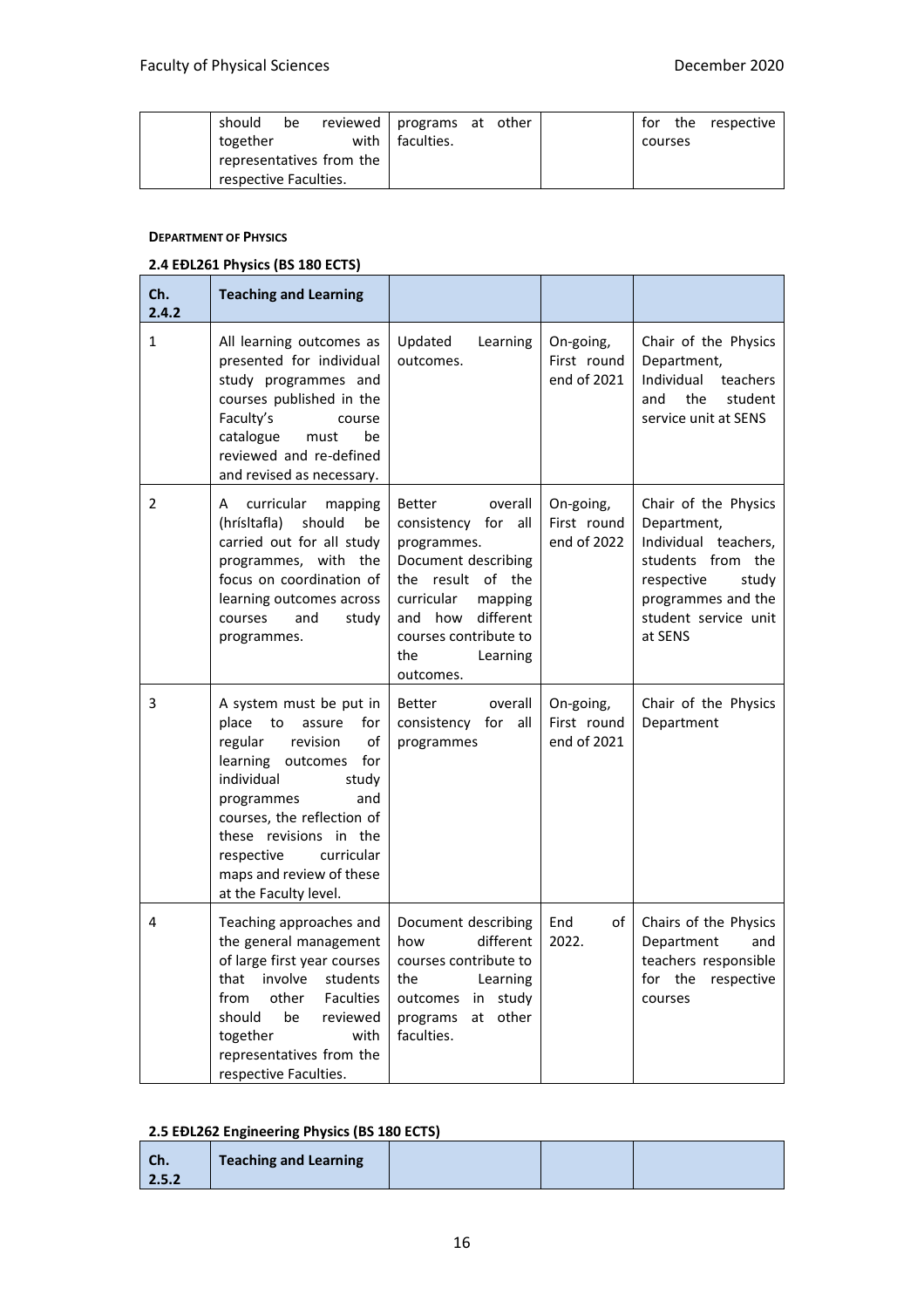|  | should be reviewed together with representatives from the respective Faculties. | programs at other faculties. |  | for the respective courses |
|---|---|---|---|---|

**DEPARTMENT OF PHYSICS**

**2.4 EÐL261 Physics (BS 180 ECTS)**

| Ch. 2.4.2 | Teaching and Learning |  |  |  |
|---|---|---|---|---|
| 1 | All learning outcomes as presented for individual study programmes and courses published in the Faculty's course catalogue must be reviewed and re-defined and revised as necessary. | Updated Learning outcomes. | On-going, First round end of 2021 | Chair of the Physics Department, Individual teachers and the student service unit at SENS |
| 2 | A curricular mapping (hrísltafla) should be carried out for all study programmes, with the focus on coordination of learning outcomes across courses and study programmes. | Better overall consistency for all programmes. Document describing the result of the curricular mapping and how different courses contribute to the Learning outcomes. | On-going, First round end of 2022 | Chair of the Physics Department, Individual teachers, students from the respective study programmes and the student service unit at SENS |
| 3 | A system must be put in place to assure for regular revision of learning outcomes for individual study programmes and courses, the reflection of these revisions in the respective curricular maps and review of these at the Faculty level. | Better overall consistency for all programmes | On-going, First round end of 2021 | Chair of the Physics Department |
| 4 | Teaching approaches and the general management of large first year courses that involve students from other Faculties should be reviewed together with representatives from the respective Faculties. | Document describing how different courses contribute to the Learning outcomes in study programs at other faculties. | End of 2022. | Chairs of the Physics Department and teachers responsible for the respective courses |

**2.5 EÐL262 Engineering Physics (BS 180 ECTS)**

| Ch. 2.5.2 | Teaching and Learning |  |  |  |
|---|---|---|---|---|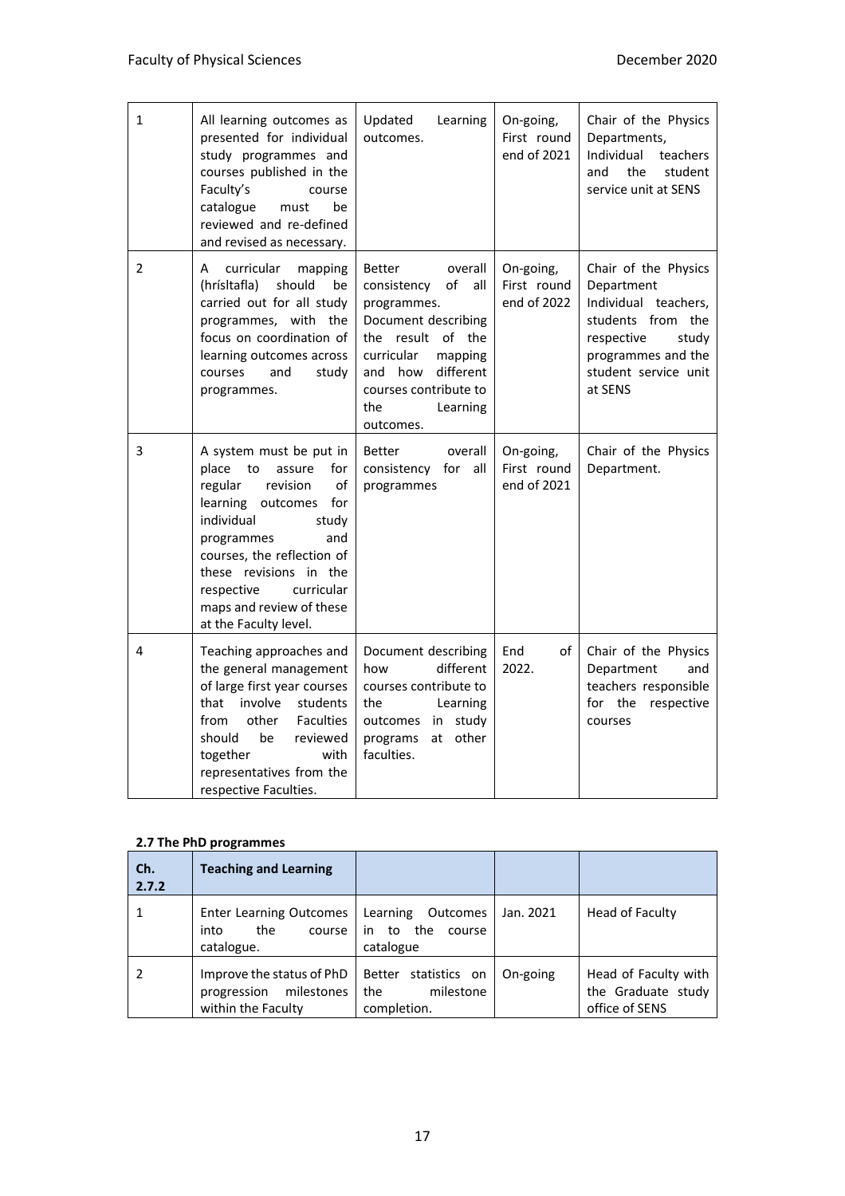| | | | | |
|---|---|---|---|---|
| 1 | All learning outcomes as presented for individual study programmes and courses published in the Faculty's course catalogue must be reviewed and re-defined and revised as necessary. | Updated Learning outcomes. | On-going, First round end of 2021 | Chair of the Physics Departments, Individual teachers and the student service unit at SENS |
| 2 | A curricular mapping (hrísltafla) should be carried out for all study programmes, with the focus on coordination of learning outcomes across courses and study programmes. | Better overall consistency of all programmes. Document describing the result of the curricular mapping and how different courses contribute to the Learning outcomes. | On-going, First round end of 2022 | Chair of the Physics Department Individual teachers, students from the respective study programmes and the student service unit at SENS |
| 3 | A system must be put in place to assure for regular revision of learning outcomes for individual study programmes and courses, the reflection of these revisions in the respective curricular maps and review of these at the Faculty level. | Better overall consistency for all programmes | On-going, First round end of 2021 | Chair of the Physics Department. |
| 4 | Teaching approaches and the general management of large first year courses that involve students from other Faculties should be reviewed together with representatives from the respective Faculties. | Document describing how different courses contribute to the Learning outcomes in study programs at other faculties. | End of 2022. | Chair of the Physics Department and teachers responsible for the respective courses |

**2.7 The PhD programmes**

| Ch. 2.7.2 | Teaching and Learning | | | |
|---|---|---|---|---|
| 1 | Enter Learning Outcomes into the course catalogue. | Learning Outcomes in to the course catalogue | Jan. 2021 | Head of Faculty |
| 2 | Improve the status of PhD progression milestones within the Faculty | Better statistics on the milestone completion. | On-going | Head of Faculty with the Graduate study office of SENS |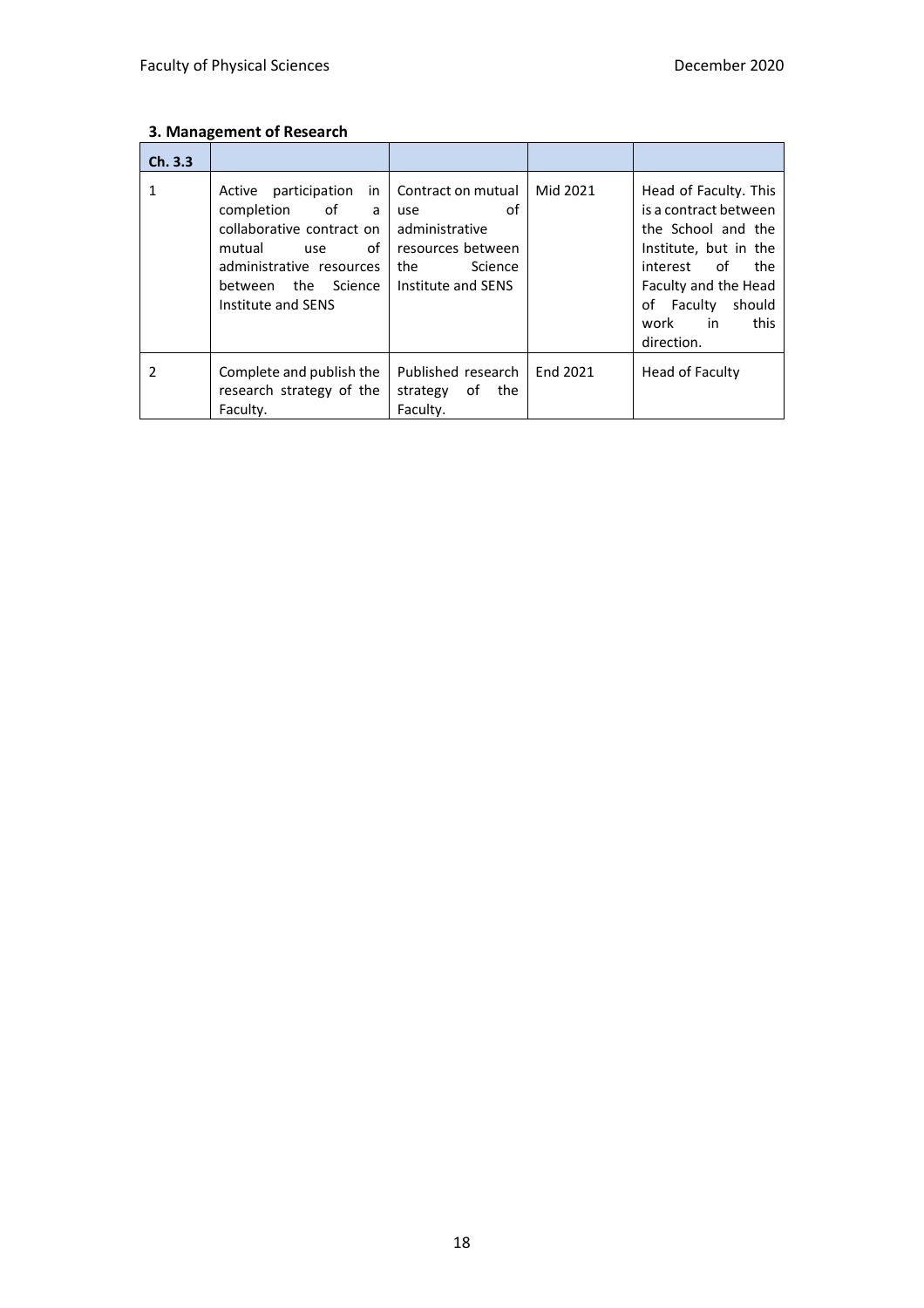### 3. Management of Research

| Ch. 3.3 | | | | |
|---|---|---|---|---|
| 1 | Active participation in completion of a collaborative contract on mutual use of administrative resources between the Science Institute and SENS | Contract on mutual use of administrative resources between the Science Institute and SENS | Mid 2021 | Head of Faculty. This is a contract between the School and the Institute, but in the interest of the Faculty and the Head of Faculty should work in this direction. |
| 2 | Complete and publish the research strategy of the Faculty. | Published research strategy of the Faculty. | End 2021 | Head of Faculty |